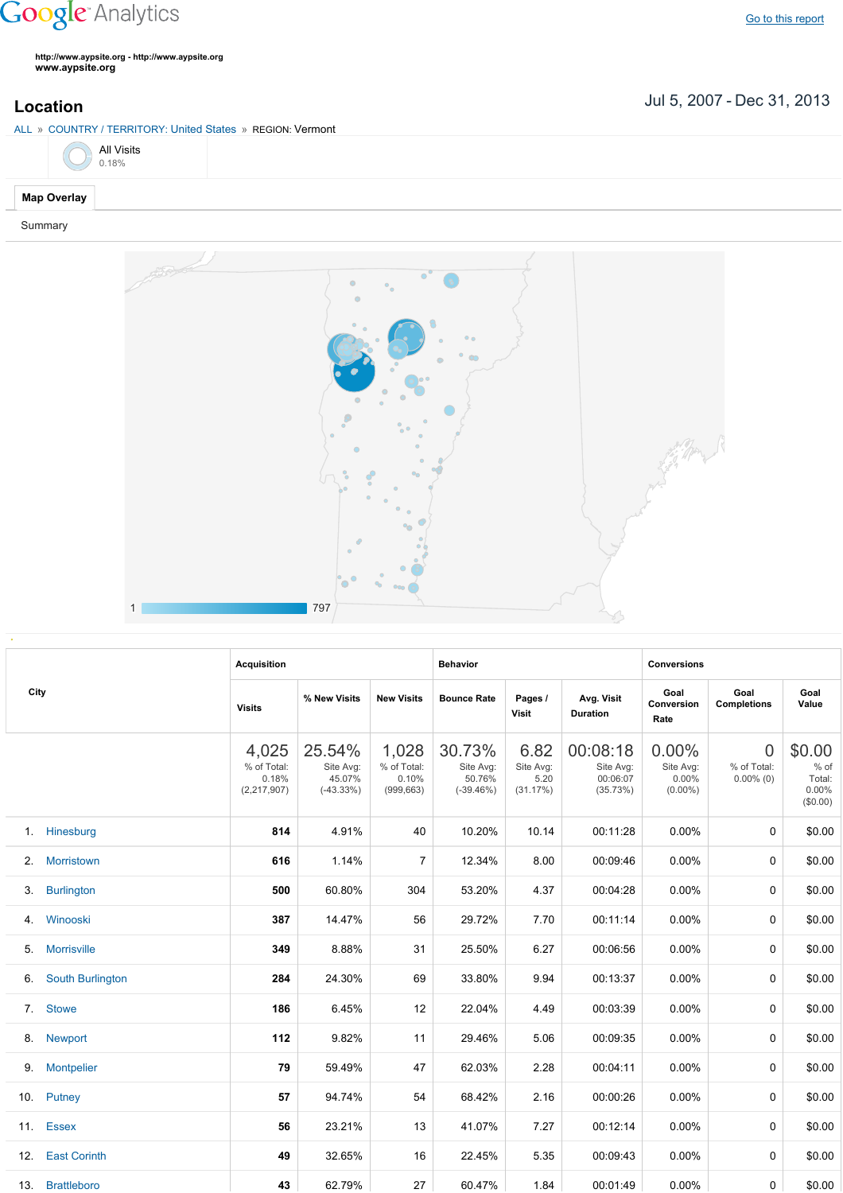Google Analytics

Go to this report

http://www.aypsite.org - http://www.aypsite.org
www.aypsite.org

## Location

Jul 5, 2007 - Dec 31, 2013

ALL » COUNTRY / TERRITORY: United States » REGION: Vermont

All Visits
0.18%

Map Overlay

Summary

1 797

| City | Acquisition | | | Behavior | | | Conversions | | |
|---|---|---|---|---|---|---|---|---|---|
| | Visits | % New Visits | New Visits | Bounce Rate | Pages / Visit | Avg. Visit Duration | Goal Conversion Rate | Goal Completions | Goal Value |
| | 4,025 % of Total: 0.18% (2,217,907) | 25.54% Site Avg: 45.07% (-43.33%) | 1,028 % of Total: 0.10% (999,663) | 30.73% Site Avg: 50.76% (-39.46%) | 6.82 Site Avg: 5.20 (31.17%) | 00:08:18 Site Avg: 00:06:07 (35.73%) | 0.00% Site Avg: 0.00% (0.00%) | 0 % of Total: 0.00% (0) | $0.00 % of Total: 0.00% ($0.00) |
| 1. Hinesburg | 814 | 4.91% | 40 | 10.20% | 10.14 | 00:11:28 | 0.00% | 0 | $0.00 |
| 2. Morristown | 616 | 1.14% | 7 | 12.34% | 8.00 | 00:09:46 | 0.00% | 0 | $0.00 |
| 3. Burlington | 500 | 60.80% | 304 | 53.20% | 4.37 | 00:04:28 | 0.00% | 0 | $0.00 |
| 4. Winooski | 387 | 14.47% | 56 | 29.72% | 7.70 | 00:11:14 | 0.00% | 0 | $0.00 |
| 5. Morrisville | 349 | 8.88% | 31 | 25.50% | 6.27 | 00:06:56 | 0.00% | 0 | $0.00 |
| 6. South Burlington | 284 | 24.30% | 69 | 33.80% | 9.94 | 00:13:37 | 0.00% | 0 | $0.00 |
| 7. Stowe | 186 | 6.45% | 12 | 22.04% | 4.49 | 00:03:39 | 0.00% | 0 | $0.00 |
| 8. Newport | 112 | 9.82% | 11 | 29.46% | 5.06 | 00:09:35 | 0.00% | 0 | $0.00 |
| 9. Montpelier | 79 | 59.49% | 47 | 62.03% | 2.28 | 00:04:11 | 0.00% | 0 | $0.00 |
| 10. Putney | 57 | 94.74% | 54 | 68.42% | 2.16 | 00:00:26 | 0.00% | 0 | $0.00 |
| 11. Essex | 56 | 23.21% | 13 | 41.07% | 7.27 | 00:12:14 | 0.00% | 0 | $0.00 |
| 12. East Corinth | 49 | 32.65% | 16 | 22.45% | 5.35 | 00:09:43 | 0.00% | 0 | $0.00 |
| 13. Brattleboro | 43 | 62.79% | 27 | 60.47% | 1.84 | 00:01:49 | 0.00% | 0 | $0.00 |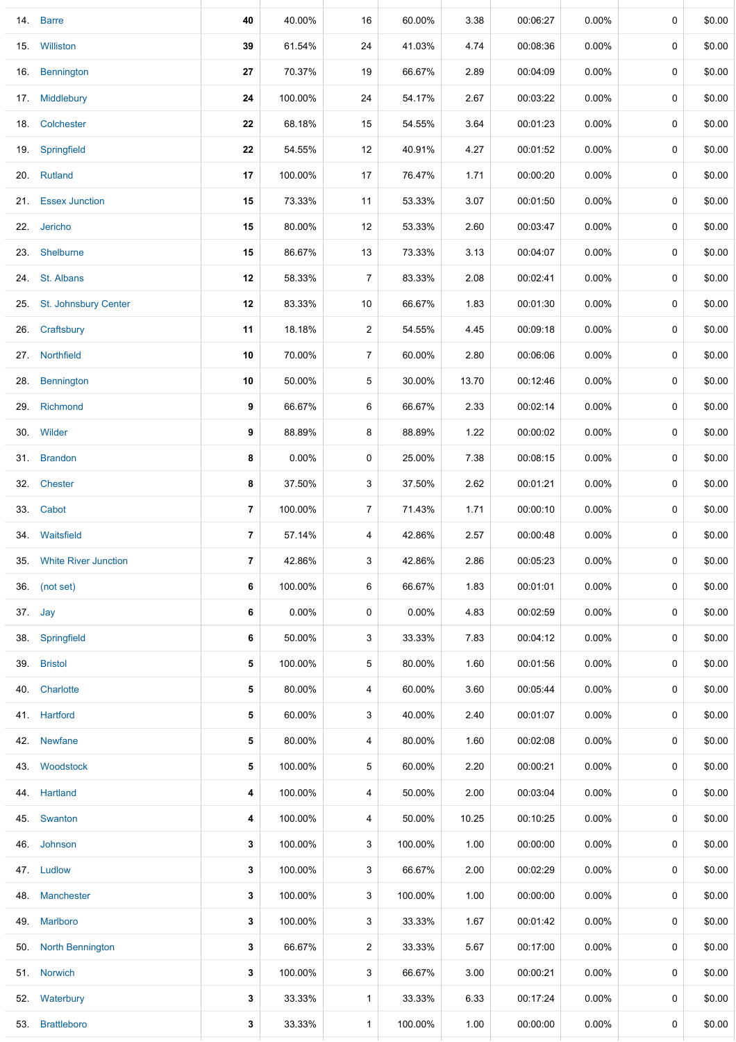| | | | | | | | | | | |
|---|---|---|---|---|---|---|---|---|---|---|
| 14. | Barre | **40** | 40.00% | 16 | 60.00% | 3.38 | 00:06:27 | 0.00% | 0 | $0.00 |
| 15. | Williston | **39** | 61.54% | 24 | 41.03% | 4.74 | 00:08:36 | 0.00% | 0 | $0.00 |
| 16. | Bennington | **27** | 70.37% | 19 | 66.67% | 2.89 | 00:04:09 | 0.00% | 0 | $0.00 |
| 17. | Middlebury | **24** | 100.00% | 24 | 54.17% | 2.67 | 00:03:22 | 0.00% | 0 | $0.00 |
| 18. | Colchester | **22** | 68.18% | 15 | 54.55% | 3.64 | 00:01:23 | 0.00% | 0 | $0.00 |
| 19. | Springfield | **22** | 54.55% | 12 | 40.91% | 4.27 | 00:01:52 | 0.00% | 0 | $0.00 |
| 20. | Rutland | **17** | 100.00% | 17 | 76.47% | 1.71 | 00:00:20 | 0.00% | 0 | $0.00 |
| 21. | Essex Junction | **15** | 73.33% | 11 | 53.33% | 3.07 | 00:01:50 | 0.00% | 0 | $0.00 |
| 22. | Jericho | **15** | 80.00% | 12 | 53.33% | 2.60 | 00:03:47 | 0.00% | 0 | $0.00 |
| 23. | Shelburne | **15** | 86.67% | 13 | 73.33% | 3.13 | 00:04:07 | 0.00% | 0 | $0.00 |
| 24. | St. Albans | **12** | 58.33% | 7 | 83.33% | 2.08 | 00:02:41 | 0.00% | 0 | $0.00 |
| 25. | St. Johnsbury Center | **12** | 83.33% | 10 | 66.67% | 1.83 | 00:01:30 | 0.00% | 0 | $0.00 |
| 26. | Craftsbury | **11** | 18.18% | 2 | 54.55% | 4.45 | 00:09:18 | 0.00% | 0 | $0.00 |
| 27. | Northfield | **10** | 70.00% | 7 | 60.00% | 2.80 | 00:06:06 | 0.00% | 0 | $0.00 |
| 28. | Bennington | **10** | 50.00% | 5 | 30.00% | 13.70 | 00:12:46 | 0.00% | 0 | $0.00 |
| 29. | Richmond | **9** | 66.67% | 6 | 66.67% | 2.33 | 00:02:14 | 0.00% | 0 | $0.00 |
| 30. | Wilder | **9** | 88.89% | 8 | 88.89% | 1.22 | 00:00:02 | 0.00% | 0 | $0.00 |
| 31. | Brandon | **8** | 0.00% | 0 | 25.00% | 7.38 | 00:08:15 | 0.00% | 0 | $0.00 |
| 32. | Chester | **8** | 37.50% | 3 | 37.50% | 2.62 | 00:01:21 | 0.00% | 0 | $0.00 |
| 33. | Cabot | **7** | 100.00% | 7 | 71.43% | 1.71 | 00:00:10 | 0.00% | 0 | $0.00 |
| 34. | Waitsfield | **7** | 57.14% | 4 | 42.86% | 2.57 | 00:00:48 | 0.00% | 0 | $0.00 |
| 35. | White River Junction | **7** | 42.86% | 3 | 42.86% | 2.86 | 00:05:23 | 0.00% | 0 | $0.00 |
| 36. | (not set) | **6** | 100.00% | 6 | 66.67% | 1.83 | 00:01:01 | 0.00% | 0 | $0.00 |
| 37. | Jay | **6** | 0.00% | 0 | 0.00% | 4.83 | 00:02:59 | 0.00% | 0 | $0.00 |
| 38. | Springfield | **6** | 50.00% | 3 | 33.33% | 7.83 | 00:04:12 | 0.00% | 0 | $0.00 |
| 39. | Bristol | **5** | 100.00% | 5 | 80.00% | 1.60 | 00:01:56 | 0.00% | 0 | $0.00 |
| 40. | Charlotte | **5** | 80.00% | 4 | 60.00% | 3.60 | 00:05:44 | 0.00% | 0 | $0.00 |
| 41. | Hartford | **5** | 60.00% | 3 | 40.00% | 2.40 | 00:01:07 | 0.00% | 0 | $0.00 |
| 42. | Newfane | **5** | 80.00% | 4 | 80.00% | 1.60 | 00:02:08 | 0.00% | 0 | $0.00 |
| 43. | Woodstock | **5** | 100.00% | 5 | 60.00% | 2.20 | 00:00:21 | 0.00% | 0 | $0.00 |
| 44. | Hartland | **4** | 100.00% | 4 | 50.00% | 2.00 | 00:03:04 | 0.00% | 0 | $0.00 |
| 45. | Swanton | **4** | 100.00% | 4 | 50.00% | 10.25 | 00:10:25 | 0.00% | 0 | $0.00 |
| 46. | Johnson | **3** | 100.00% | 3 | 100.00% | 1.00 | 00:00:00 | 0.00% | 0 | $0.00 |
| 47. | Ludlow | **3** | 100.00% | 3 | 66.67% | 2.00 | 00:02:29 | 0.00% | 0 | $0.00 |
| 48. | Manchester | **3** | 100.00% | 3 | 100.00% | 1.00 | 00:00:00 | 0.00% | 0 | $0.00 |
| 49. | Marlboro | **3** | 100.00% | 3 | 33.33% | 1.67 | 00:01:42 | 0.00% | 0 | $0.00 |
| 50. | North Bennington | **3** | 66.67% | 2 | 33.33% | 5.67 | 00:17:00 | 0.00% | 0 | $0.00 |
| 51. | Norwich | **3** | 100.00% | 3 | 66.67% | 3.00 | 00:00:21 | 0.00% | 0 | $0.00 |
| 52. | Waterbury | **3** | 33.33% | 1 | 33.33% | 6.33 | 00:17:24 | 0.00% | 0 | $0.00 |
| 53. | Brattleboro | **3** | 33.33% | 1 | 100.00% | 1.00 | 00:00:00 | 0.00% | 0 | $0.00 |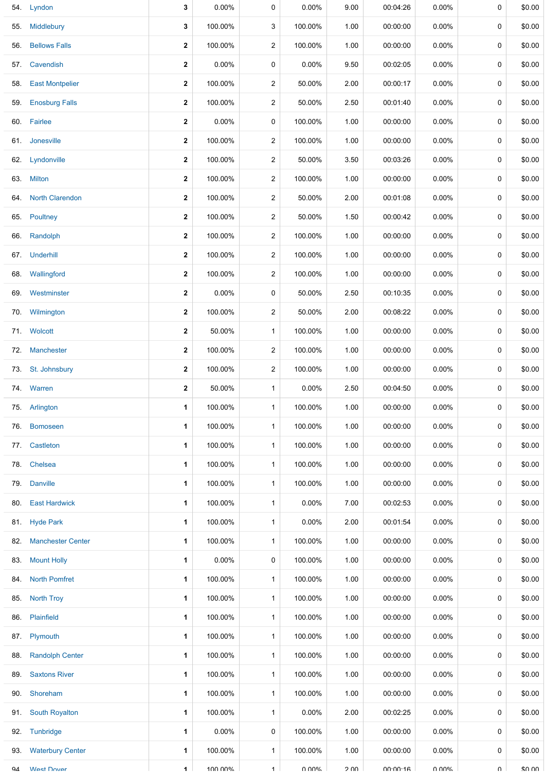| | | | | | | | | | |
|---|---|---|---|---|---|---|---|---|---|
| 54. | Lyndon | **3** | 0.00% | 0 | 0.00% | 9.00 | 00:04:26 | 0.00% | 0 | $0.00 |
| 55. | Middlebury | **3** | 100.00% | 3 | 100.00% | 1.00 | 00:00:00 | 0.00% | 0 | $0.00 |
| 56. | Bellows Falls | **2** | 100.00% | 2 | 100.00% | 1.00 | 00:00:00 | 0.00% | 0 | $0.00 |
| 57. | Cavendish | **2** | 0.00% | 0 | 0.00% | 9.50 | 00:02:05 | 0.00% | 0 | $0.00 |
| 58. | East Montpelier | **2** | 100.00% | 2 | 50.00% | 2.00 | 00:00:17 | 0.00% | 0 | $0.00 |
| 59. | Enosburg Falls | **2** | 100.00% | 2 | 50.00% | 2.50 | 00:01:40 | 0.00% | 0 | $0.00 |
| 60. | Fairlee | **2** | 0.00% | 0 | 100.00% | 1.00 | 00:00:00 | 0.00% | 0 | $0.00 |
| 61. | Jonesville | **2** | 100.00% | 2 | 100.00% | 1.00 | 00:00:00 | 0.00% | 0 | $0.00 |
| 62. | Lyndonville | **2** | 100.00% | 2 | 50.00% | 3.50 | 00:03:26 | 0.00% | 0 | $0.00 |
| 63. | Milton | **2** | 100.00% | 2 | 100.00% | 1.00 | 00:00:00 | 0.00% | 0 | $0.00 |
| 64. | North Clarendon | **2** | 100.00% | 2 | 50.00% | 2.00 | 00:01:08 | 0.00% | 0 | $0.00 |
| 65. | Poultney | **2** | 100.00% | 2 | 50.00% | 1.50 | 00:00:42 | 0.00% | 0 | $0.00 |
| 66. | Randolph | **2** | 100.00% | 2 | 100.00% | 1.00 | 00:00:00 | 0.00% | 0 | $0.00 |
| 67. | Underhill | **2** | 100.00% | 2 | 100.00% | 1.00 | 00:00:00 | 0.00% | 0 | $0.00 |
| 68. | Wallingford | **2** | 100.00% | 2 | 100.00% | 1.00 | 00:00:00 | 0.00% | 0 | $0.00 |
| 69. | Westminster | **2** | 0.00% | 0 | 50.00% | 2.50 | 00:10:35 | 0.00% | 0 | $0.00 |
| 70. | Wilmington | **2** | 100.00% | 2 | 50.00% | 2.00 | 00:08:22 | 0.00% | 0 | $0.00 |
| 71. | Wolcott | **2** | 50.00% | 1 | 100.00% | 1.00 | 00:00:00 | 0.00% | 0 | $0.00 |
| 72. | Manchester | **2** | 100.00% | 2 | 100.00% | 1.00 | 00:00:00 | 0.00% | 0 | $0.00 |
| 73. | St. Johnsbury | **2** | 100.00% | 2 | 100.00% | 1.00 | 00:00:00 | 0.00% | 0 | $0.00 |
| 74. | Warren | **2** | 50.00% | 1 | 0.00% | 2.50 | 00:04:50 | 0.00% | 0 | $0.00 |
| 75. | Arlington | **1** | 100.00% | 1 | 100.00% | 1.00 | 00:00:00 | 0.00% | 0 | $0.00 |
| 76. | Bomoseen | **1** | 100.00% | 1 | 100.00% | 1.00 | 00:00:00 | 0.00% | 0 | $0.00 |
| 77. | Castleton | **1** | 100.00% | 1 | 100.00% | 1.00 | 00:00:00 | 0.00% | 0 | $0.00 |
| 78. | Chelsea | **1** | 100.00% | 1 | 100.00% | 1.00 | 00:00:00 | 0.00% | 0 | $0.00 |
| 79. | Danville | **1** | 100.00% | 1 | 100.00% | 1.00 | 00:00:00 | 0.00% | 0 | $0.00 |
| 80. | East Hardwick | **1** | 100.00% | 1 | 0.00% | 7.00 | 00:02:53 | 0.00% | 0 | $0.00 |
| 81. | Hyde Park | **1** | 100.00% | 1 | 0.00% | 2.00 | 00:01:54 | 0.00% | 0 | $0.00 |
| 82. | Manchester Center | **1** | 100.00% | 1 | 100.00% | 1.00 | 00:00:00 | 0.00% | 0 | $0.00 |
| 83. | Mount Holly | **1** | 0.00% | 0 | 100.00% | 1.00 | 00:00:00 | 0.00% | 0 | $0.00 |
| 84. | North Pomfret | **1** | 100.00% | 1 | 100.00% | 1.00 | 00:00:00 | 0.00% | 0 | $0.00 |
| 85. | North Troy | **1** | 100.00% | 1 | 100.00% | 1.00 | 00:00:00 | 0.00% | 0 | $0.00 |
| 86. | Plainfield | **1** | 100.00% | 1 | 100.00% | 1.00 | 00:00:00 | 0.00% | 0 | $0.00 |
| 87. | Plymouth | **1** | 100.00% | 1 | 100.00% | 1.00 | 00:00:00 | 0.00% | 0 | $0.00 |
| 88. | Randolph Center | **1** | 100.00% | 1 | 100.00% | 1.00 | 00:00:00 | 0.00% | 0 | $0.00 |
| 89. | Saxtons River | **1** | 100.00% | 1 | 100.00% | 1.00 | 00:00:00 | 0.00% | 0 | $0.00 |
| 90. | Shoreham | **1** | 100.00% | 1 | 100.00% | 1.00 | 00:00:00 | 0.00% | 0 | $0.00 |
| 91. | South Royalton | **1** | 100.00% | 1 | 0.00% | 2.00 | 00:02:25 | 0.00% | 0 | $0.00 |
| 92. | Tunbridge | **1** | 0.00% | 0 | 100.00% | 1.00 | 00:00:00 | 0.00% | 0 | $0.00 |
| 93. | Waterbury Center | **1** | 100.00% | 1 | 100.00% | 1.00 | 00:00:00 | 0.00% | 0 | $0.00 |
| 94. | West Dover | **1** | 100.00% | 1 | 0.00% | 2.00 | 00:00:16 | 0.00% | 0 | $0.00 |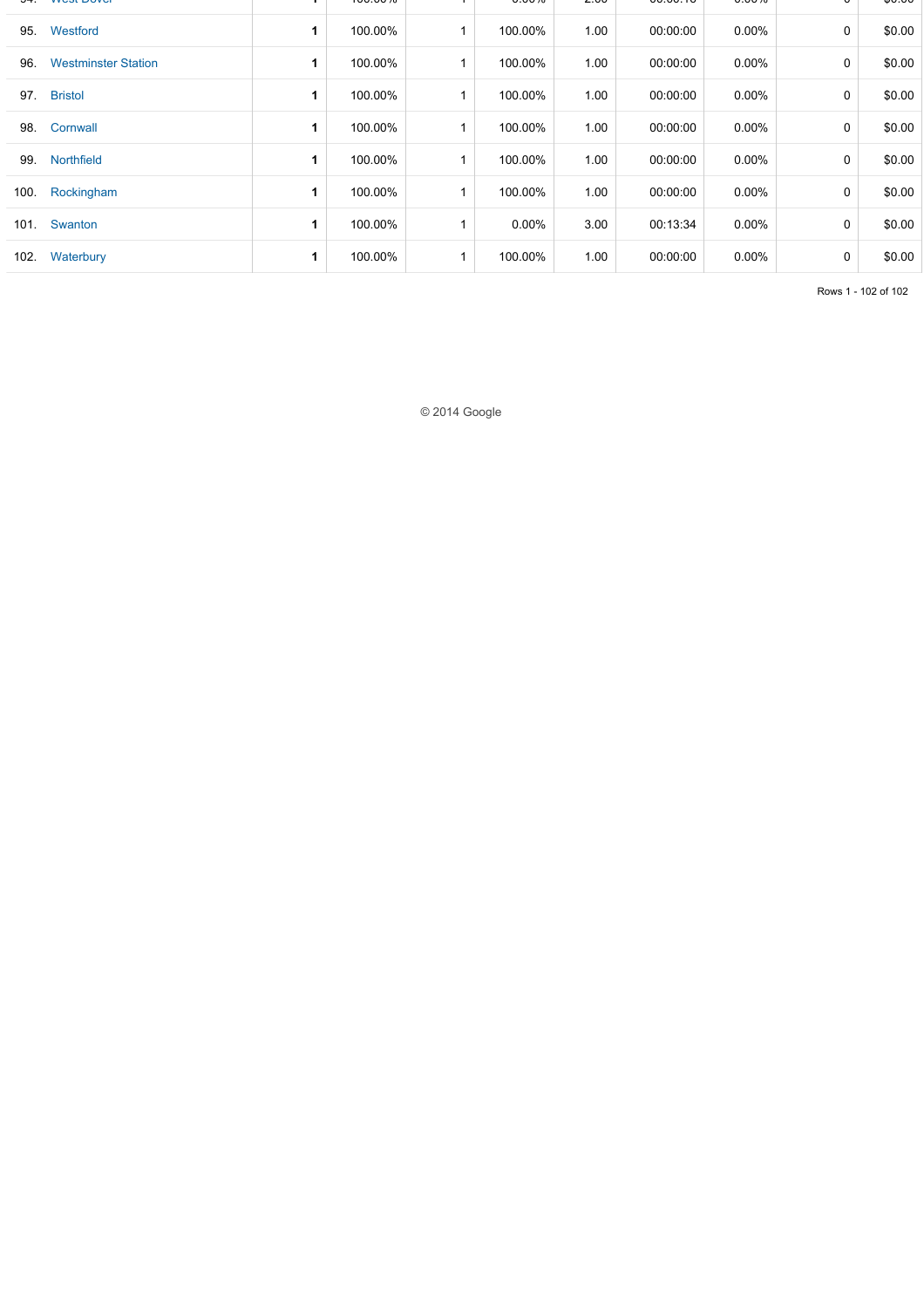| | | | | | | | | | | |
|---|---|---|---|---|---|---|---|---|---|---|
| 95. | Westford | **1** | 100.00% | 1 | 100.00% | 1.00 | 00:00:00 | 0.00% | 0 | $0.00 |
| 96. | Westminster Station | **1** | 100.00% | 1 | 100.00% | 1.00 | 00:00:00 | 0.00% | 0 | $0.00 |
| 97. | Bristol | **1** | 100.00% | 1 | 100.00% | 1.00 | 00:00:00 | 0.00% | 0 | $0.00 |
| 98. | Cornwall | **1** | 100.00% | 1 | 100.00% | 1.00 | 00:00:00 | 0.00% | 0 | $0.00 |
| 99. | Northfield | **1** | 100.00% | 1 | 100.00% | 1.00 | 00:00:00 | 0.00% | 0 | $0.00 |
| 100. | Rockingham | **1** | 100.00% | 1 | 100.00% | 1.00 | 00:00:00 | 0.00% | 0 | $0.00 |
| 101. | Swanton | **1** | 100.00% | 1 | 0.00% | 3.00 | 00:13:34 | 0.00% | 0 | $0.00 |
| 102. | Waterbury | **1** | 100.00% | 1 | 100.00% | 1.00 | 00:00:00 | 0.00% | 0 | $0.00 |

Rows 1 - 102 of 102

© 2014 Google